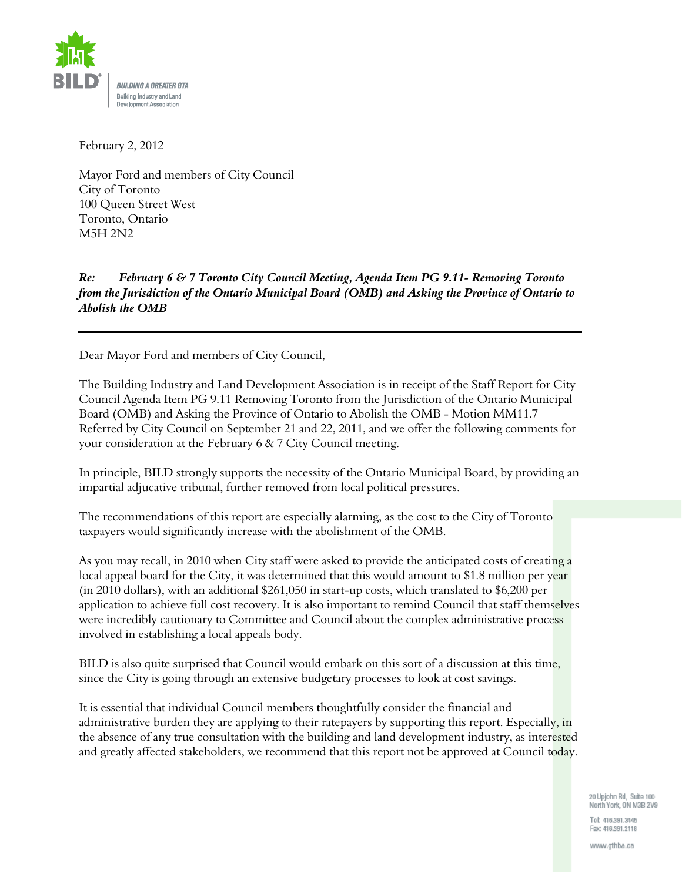BILD

BUILDING A GREATER GTA

Building Industry and Land Development Association

February 2, 2012

Mayor Ford and members of City Council
City of Toronto
100 Queen Street West
Toronto, Ontario
M5H 2N2

***Re: February 6 & 7 Toronto City Council Meeting, Agenda Item PG 9.11- Removing Toronto from the Jurisdiction of the Ontario Municipal Board (OMB) and Asking the Province of Ontario to Abolish the OMB***

Dear Mayor Ford and members of City Council,

The Building Industry and Land Development Association is in receipt of the Staff Report for City Council Agenda Item PG 9.11 Removing Toronto from the Jurisdiction of the Ontario Municipal Board (OMB) and Asking the Province of Ontario to Abolish the OMB - Motion MM11.7 Referred by City Council on September 21 and 22, 2011, and we offer the following comments for your consideration at the February 6 & 7 City Council meeting.

In principle, BILD strongly supports the necessity of the Ontario Municipal Board, by providing an impartial adjucative tribunal, further removed from local political pressures.

The recommendations of this report are especially alarming, as the cost to the City of Toronto taxpayers would significantly increase with the abolishment of the OMB.

As you may recall, in 2010 when City staff were asked to provide the anticipated costs of creating a local appeal board for the City, it was determined that this would amount to $1.8 million per year (in 2010 dollars), with an additional $261,050 in start-up costs, which translated to $6,200 per application to achieve full cost recovery. It is also important to remind Council that staff themselves were incredibly cautionary to Committee and Council about the complex administrative process involved in establishing a local appeals body.

BILD is also quite surprised that Council would embark on this sort of a discussion at this time, since the City is going through an extensive budgetary processes to look at cost savings.

It is essential that individual Council members thoughtfully consider the financial and administrative burden they are applying to their ratepayers by supporting this report. Especially, in the absence of any true consultation with the building and land development industry, as interested and greatly affected stakeholders, we recommend that this report not be approved at Council today.

20 Upjohn Rd, Suite 100
North York, ON M3B 2V9

Tel: 416.391.3445
Fax: 416.391.2118

www.gthba.ca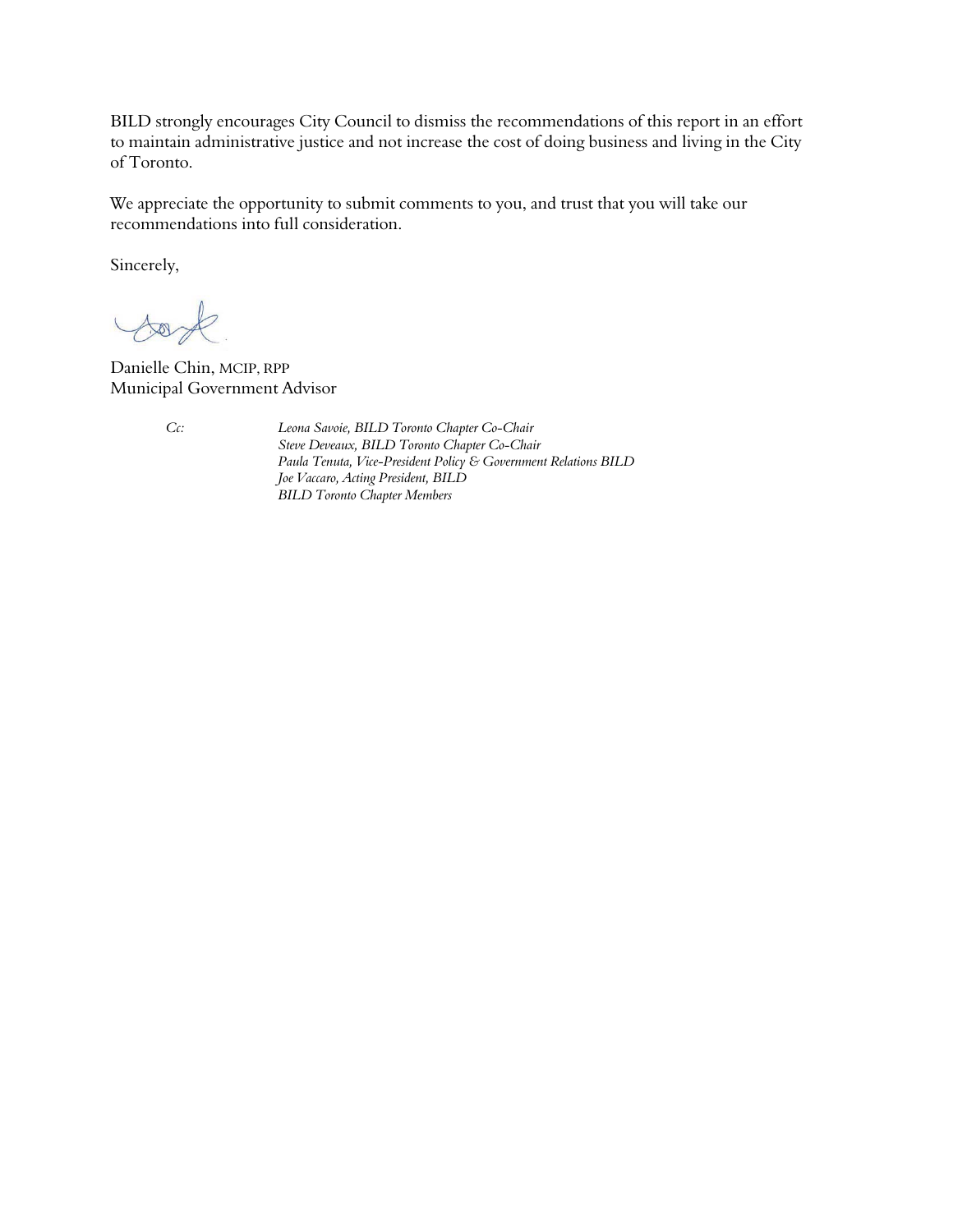BILD strongly encourages City Council to dismiss the recommendations of this report in an effort to maintain administrative justice and not increase the cost of doing business and living in the City of Toronto.

We appreciate the opportunity to submit comments to you, and trust that you will take our recommendations into full consideration.

Sincerely,

Danielle Chin, MCIP, RPP
Municipal Government Advisor

*Cc:* *Leona Savoie, BILD Toronto Chapter Co-Chair*
*Steve Deveaux, BILD Toronto Chapter Co-Chair*
*Paula Tenuta, Vice-President Policy & Government Relations BILD*
*Joe Vaccaro, Acting President, BILD*
*BILD Toronto Chapter Members*